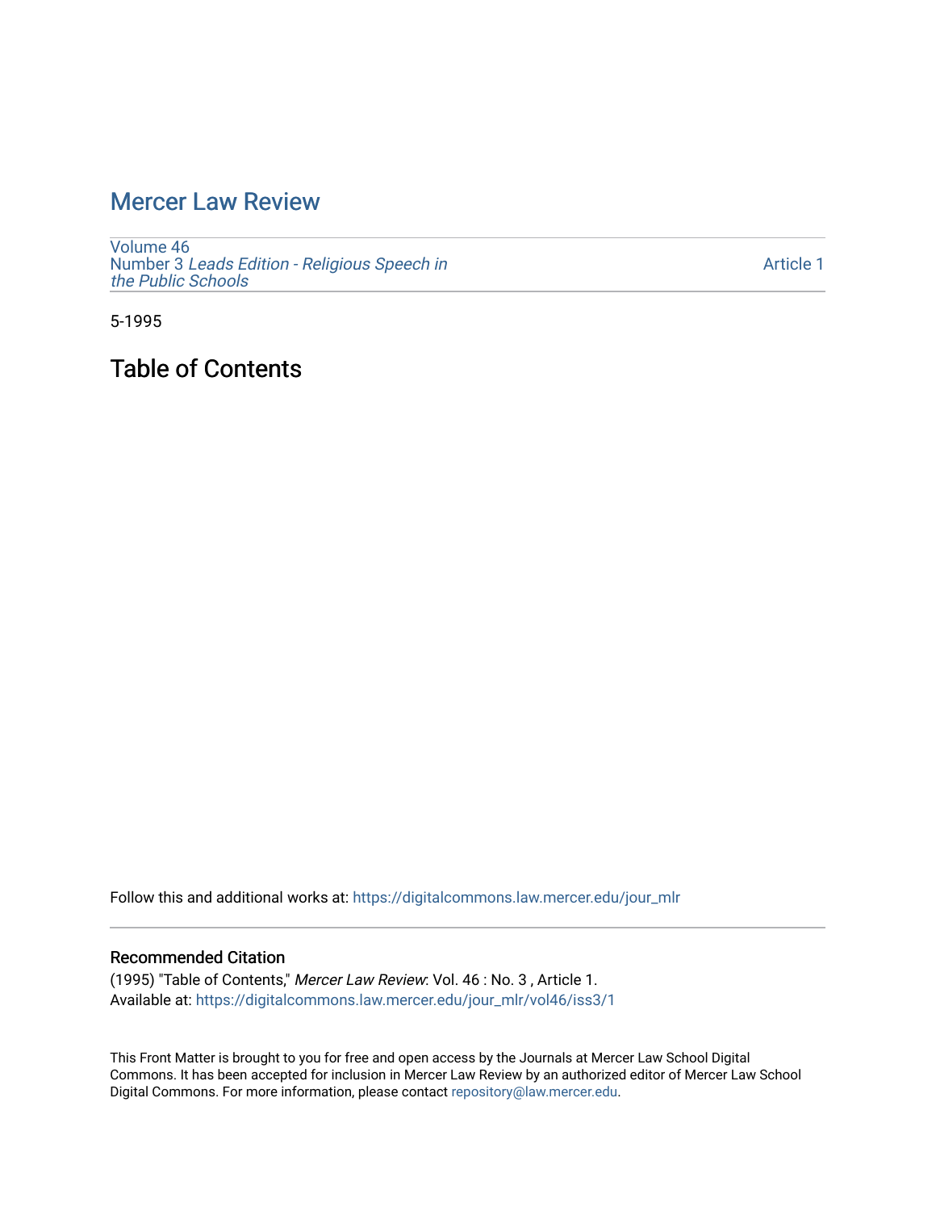# Mercer Law Review

Volume 46
Number 3 *Leads Edition - Religious Speech in the Public Schools*

Article 1

5-1995

## Table of Contents

Follow this and additional works at: https://digitalcommons.law.mercer.edu/jour_mlr

### Recommended Citation

(1995) "Table of Contents," *Mercer Law Review*: Vol. 46 : No. 3 , Article 1.
Available at: https://digitalcommons.law.mercer.edu/jour_mlr/vol46/iss3/1

This Front Matter is brought to you for free and open access by the Journals at Mercer Law School Digital Commons. It has been accepted for inclusion in Mercer Law Review by an authorized editor of Mercer Law School Digital Commons. For more information, please contact repository@law.mercer.edu.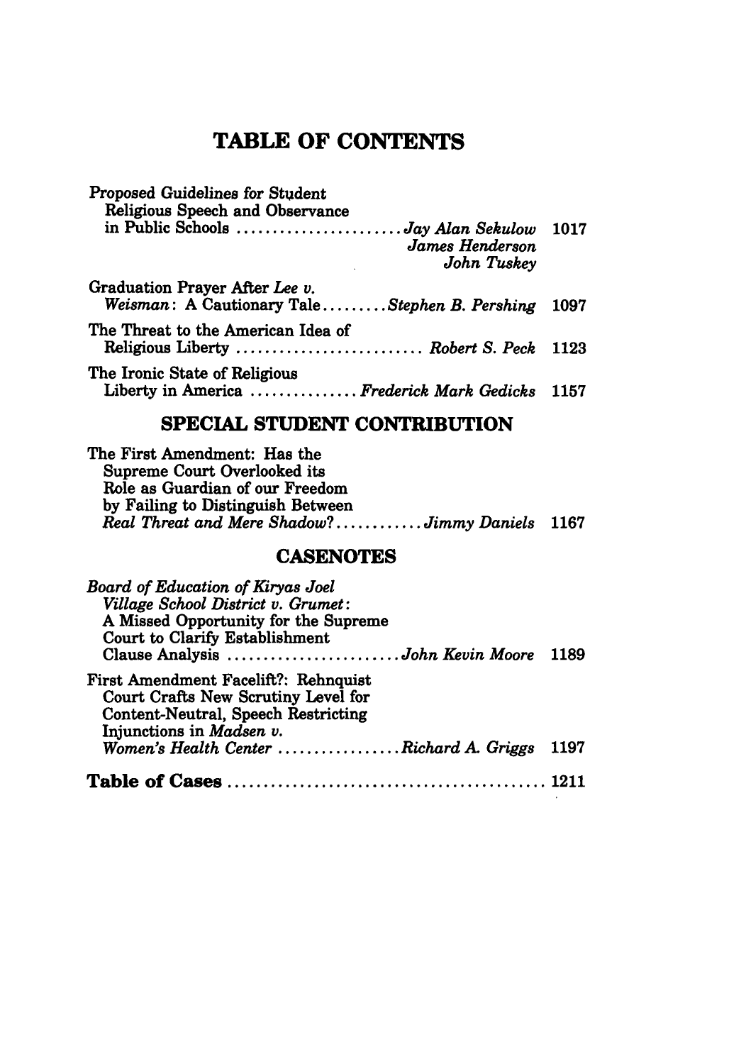# TABLE OF CONTENTS

Proposed Guidelines for Student Religious Speech and Observance in Public Schools ........................ *Jay Alan Sekulow* 1017
*James Henderson*
*John Tuskey*

Graduation Prayer After *Lee v. Weisman*: A Cautionary Tale......... *Stephen B. Pershing* 1097

The Threat to the American Idea of Religious Liberty .......................... *Robert S. Peck* 1123

The Ironic State of Religious Liberty in America ............... *Frederick Mark Gedicks* 1157

## SPECIAL STUDENT CONTRIBUTION

The First Amendment: Has the Supreme Court Overlooked its Role as Guardian of our Freedom by Failing to Distinguish Between *Real Threat and Mere Shadow?*............ *Jimmy Daniels* 1167

## CASENOTES

*Board of Education of Kiryas Joel Village School District v. Grumet*: A Missed Opportunity for the Supreme Court to Clarify Establishment Clause Analysis ........................ *John Kevin Moore* 1189

First Amendment Facelift?: Rehnquist Court Crafts New Scrutiny Level for Content-Neutral, Speech Restricting Injunctions in *Madsen v. Women's Health Center* ................. *Richard A. Griggs* 1197

**Table of Cases** ........................................... 1211